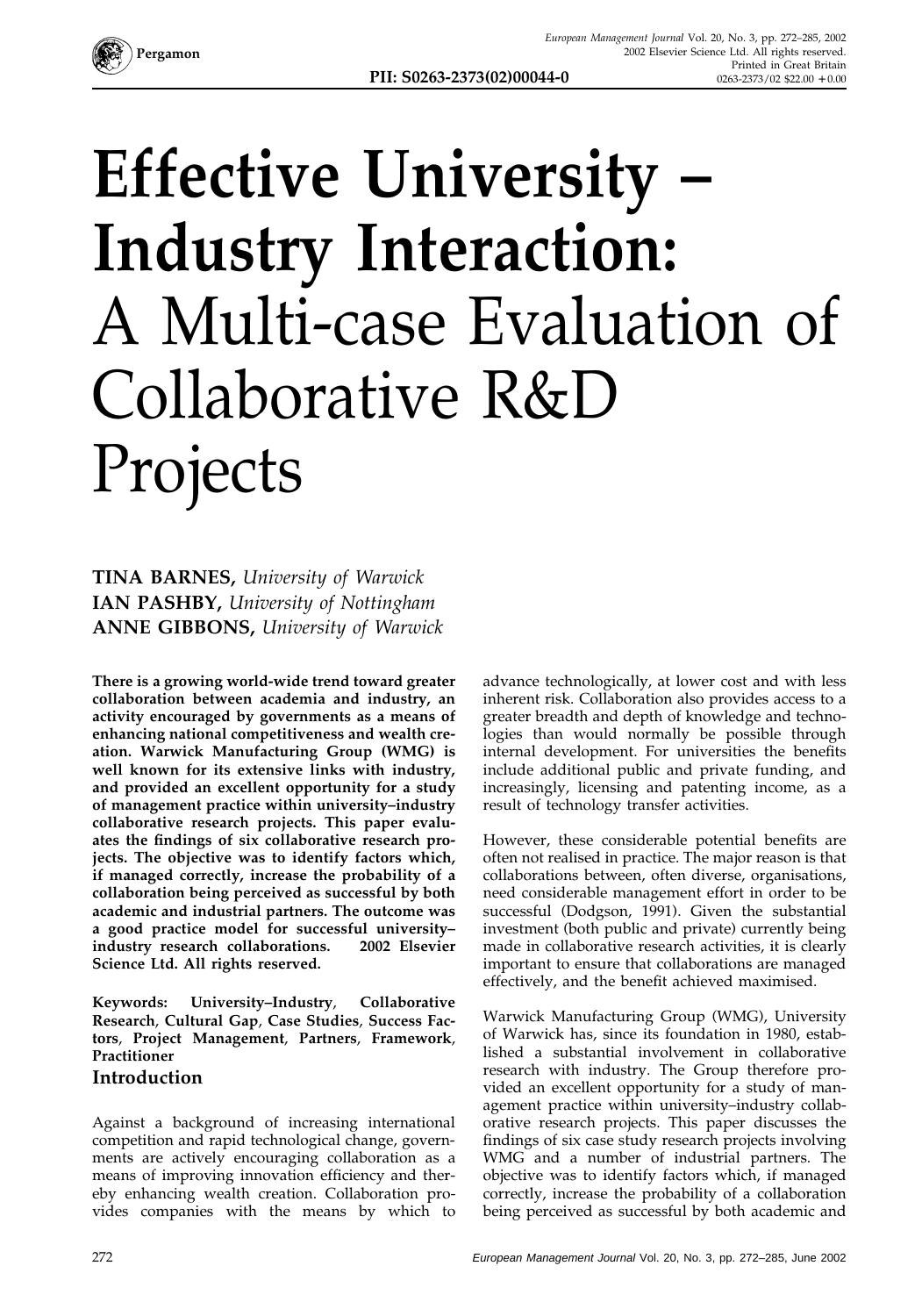# Effective University – Industry Interaction: A Multi-case Evaluation of Collaborative R&D Projects

**TINA BARNES,** *University of Warwick*
**IAN PASHBY,** *University of Nottingham*
**ANNE GIBBONS,** *University of Warwick*

**There is a growing world-wide trend toward greater collaboration between academia and industry, an activity encouraged by governments as a means of enhancing national competitiveness and wealth creation. Warwick Manufacturing Group (WMG) is well known for its extensive links with industry, and provided an excellent opportunity for a study of management practice within university–industry collaborative research projects. This paper evaluates the findings of six collaborative research projects. The objective was to identify factors which, if managed correctly, increase the probability of a collaboration being perceived as successful by both academic and industrial partners. The outcome was a good practice model for successful university–industry research collaborations. 2002 Elsevier Science Ltd. All rights reserved.**

**Keywords: University–Industry, Collaborative Research, Cultural Gap, Case Studies, Success Factors, Project Management, Partners, Framework, Practitioner**

## Introduction

Against a background of increasing international competition and rapid technological change, governments are actively encouraging collaboration as a means of improving innovation efficiency and thereby enhancing wealth creation. Collaboration provides companies with the means by which to advance technologically, at lower cost and with less inherent risk. Collaboration also provides access to a greater breadth and depth of knowledge and technologies than would normally be possible through internal development. For universities the benefits include additional public and private funding, and increasingly, licensing and patenting income, as a result of technology transfer activities.

However, these considerable potential benefits are often not realised in practice. The major reason is that collaborations between, often diverse, organisations, need considerable management effort in order to be successful (Dodgson, 1991). Given the substantial investment (both public and private) currently being made in collaborative research activities, it is clearly important to ensure that collaborations are managed effectively, and the benefit achieved maximised.

Warwick Manufacturing Group (WMG), University of Warwick has, since its foundation in 1980, established a substantial involvement in collaborative research with industry. The Group therefore provided an excellent opportunity for a study of management practice within university–industry collaborative research projects. This paper discusses the findings of six case study research projects involving WMG and a number of industrial partners. The objective was to identify factors which, if managed correctly, increase the probability of a collaboration being perceived as successful by both academic and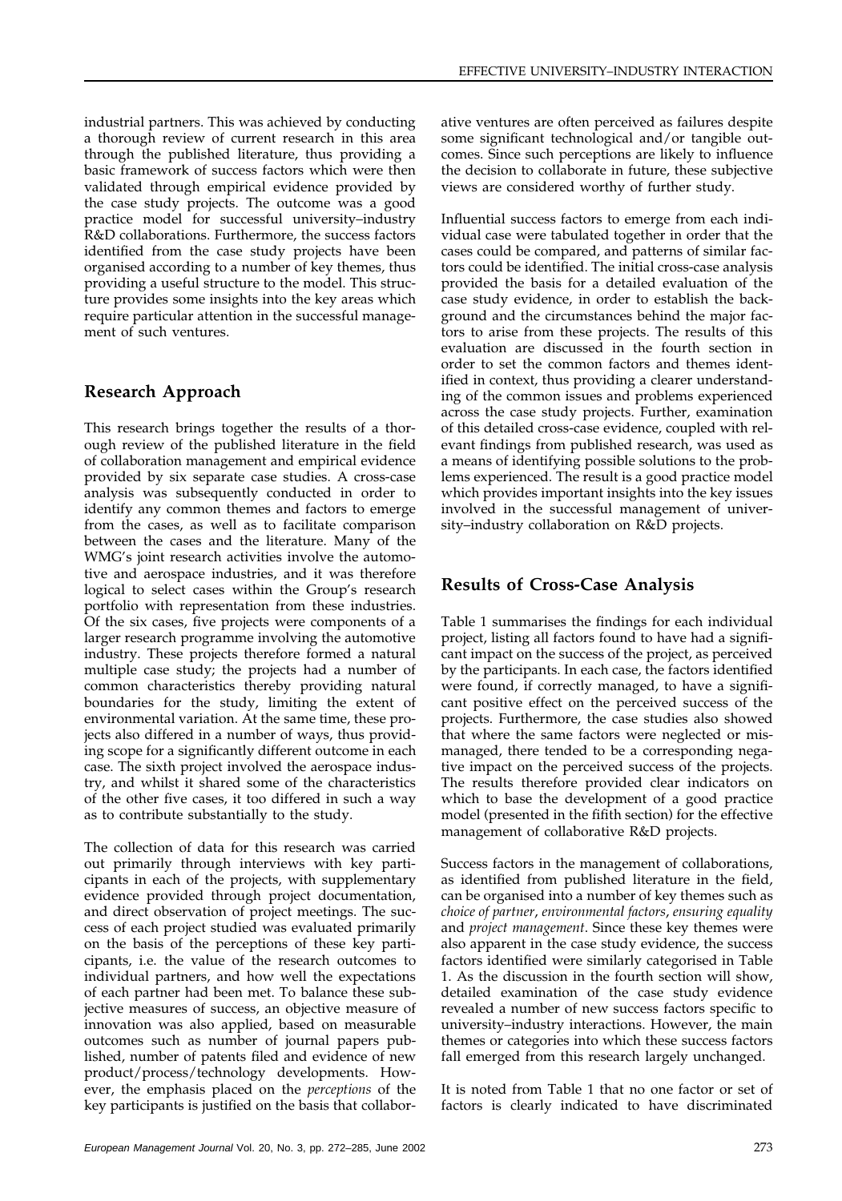industrial partners. This was achieved by conducting a thorough review of current research in this area through the published literature, thus providing a basic framework of success factors which were then validated through empirical evidence provided by the case study projects. The outcome was a good practice model for successful university–industry R&D collaborations. Furthermore, the success factors identified from the case study projects have been organised according to a number of key themes, thus providing a useful structure to the model. This structure provides some insights into the key areas which require particular attention in the successful management of such ventures.

## Research Approach

This research brings together the results of a thorough review of the published literature in the field of collaboration management and empirical evidence provided by six separate case studies. A cross-case analysis was subsequently conducted in order to identify any common themes and factors to emerge from the cases, as well as to facilitate comparison between the cases and the literature. Many of the WMG's joint research activities involve the automotive and aerospace industries, and it was therefore logical to select cases within the Group's research portfolio with representation from these industries. Of the six cases, five projects were components of a larger research programme involving the automotive industry. These projects therefore formed a natural multiple case study; the projects had a number of common characteristics thereby providing natural boundaries for the study, limiting the extent of environmental variation. At the same time, these projects also differed in a number of ways, thus providing scope for a significantly different outcome in each case. The sixth project involved the aerospace industry, and whilst it shared some of the characteristics of the other five cases, it too differed in such a way as to contribute substantially to the study.

The collection of data for this research was carried out primarily through interviews with key participants in each of the projects, with supplementary evidence provided through project documentation, and direct observation of project meetings. The success of each project studied was evaluated primarily on the basis of the perceptions of these key participants, i.e. the value of the research outcomes to individual partners, and how well the expectations of each partner had been met. To balance these subjective measures of success, an objective measure of innovation was also applied, based on measurable outcomes such as number of journal papers published, number of patents filed and evidence of new product/process/technology developments. However, the emphasis placed on the *perceptions* of the key participants is justified on the basis that collaborative ventures are often perceived as failures despite some significant technological and/or tangible outcomes. Since such perceptions are likely to influence the decision to collaborate in future, these subjective views are considered worthy of further study.

Influential success factors to emerge from each individual case were tabulated together in order that the cases could be compared, and patterns of similar factors could be identified. The initial cross-case analysis provided the basis for a detailed evaluation of the case study evidence, in order to establish the background and the circumstances behind the major factors to arise from these projects. The results of this evaluation are discussed in the fourth section in order to set the common factors and themes identified in context, thus providing a clearer understanding of the common issues and problems experienced across the case study projects. Further, examination of this detailed cross-case evidence, coupled with relevant findings from published research, was used as a means of identifying possible solutions to the problems experienced. The result is a good practice model which provides important insights into the key issues involved in the successful management of university–industry collaboration on R&D projects.

## Results of Cross-Case Analysis

Table 1 summarises the findings for each individual project, listing all factors found to have had a significant impact on the success of the project, as perceived by the participants. In each case, the factors identified were found, if correctly managed, to have a significant positive effect on the perceived success of the projects. Furthermore, the case studies also showed that where the same factors were neglected or mismanaged, there tended to be a corresponding negative impact on the perceived success of the projects. The results therefore provided clear indicators on which to base the development of a good practice model (presented in the fifith section) for the effective management of collaborative R&D projects.

Success factors in the management of collaborations, as identified from published literature in the field, can be organised into a number of key themes such as *choice of partner*, *environmental factors*, *ensuring equality* and *project management*. Since these key themes were also apparent in the case study evidence, the success factors identified were similarly categorised in Table 1. As the discussion in the fourth section will show, detailed examination of the case study evidence revealed a number of new success factors specific to university–industry interactions. However, the main themes or categories into which these success factors fall emerged from this research largely unchanged.

It is noted from Table 1 that no one factor or set of factors is clearly indicated to have discriminated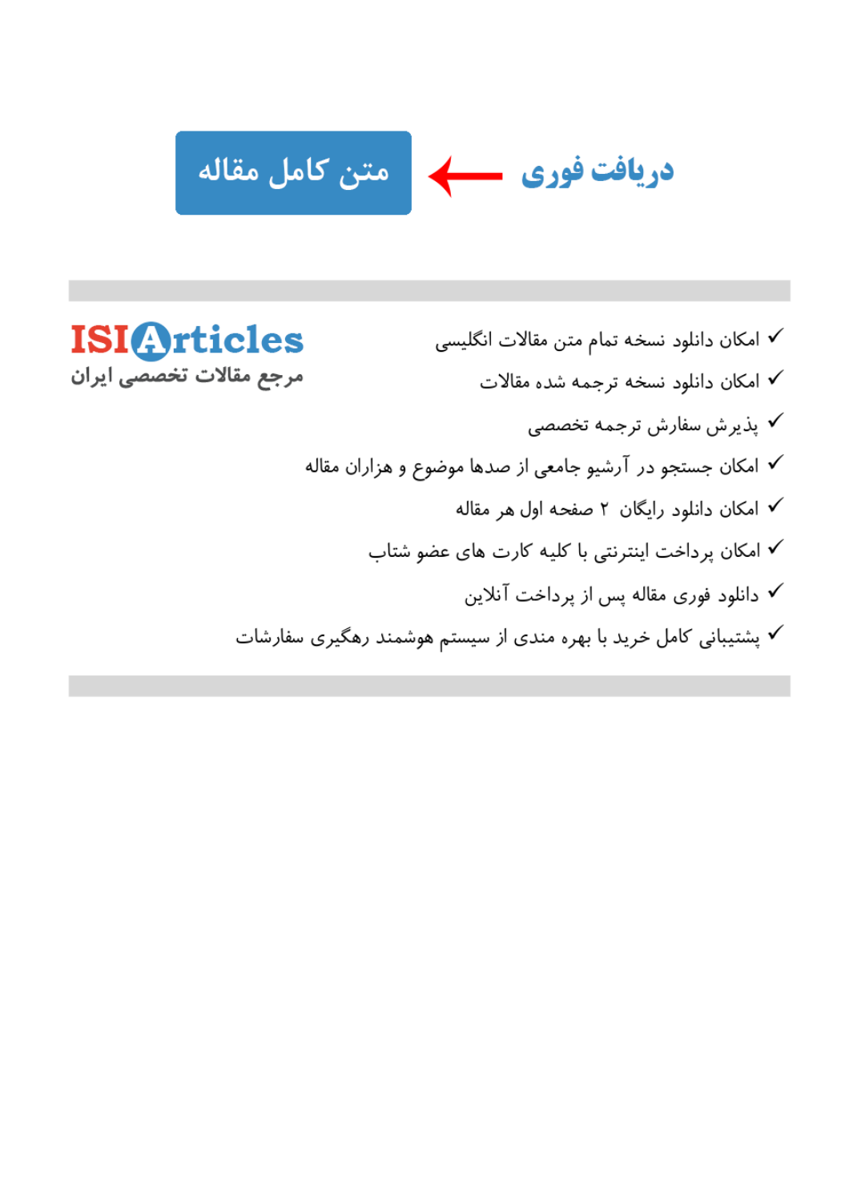دریافت فوری ← **متن کامل مقاله**

**ISIArticles**
مرجع مقالات تخصصی ایران

- ✓ امکان دانلود نسخه تمام متن مقالات انگلیسی
- ✓ امکان دانلود نسخه ترجمه شده مقالات
- ✓ پذیرش سفارش ترجمه تخصصی
- ✓ امکان جستجو در آرشیو جامعی از صدها موضوع و هزاران مقاله
- ✓ امکان دانلود رایگان ۲ صفحه اول هر مقاله
- ✓ امکان پرداخت اینترنتی با کلیه کارت های عضو شتاب
- ✓ دانلود فوری مقاله پس از پرداخت آنلاین
- ✓ پشتیبانی کامل خرید با بهره مندی از سیستم هوشمند رهگیری سفارشات